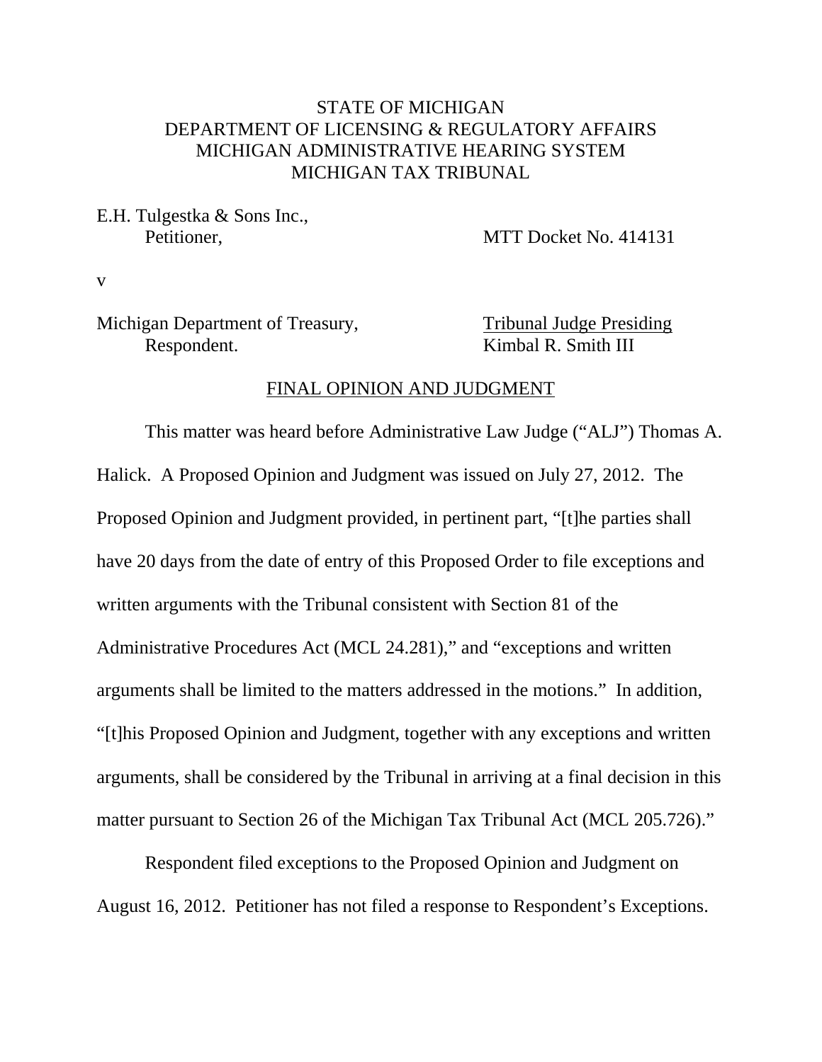STATE OF MICHIGAN
DEPARTMENT OF LICENSING & REGULATORY AFFAIRS
MICHIGAN ADMINISTRATIVE HEARING SYSTEM
MICHIGAN TAX TRIBUNAL

E.H. Tulgestka & Sons Inc.,
Petitioner,

MTT Docket No. 414131

v

Michigan Department of Treasury,
Respondent.

Tribunal Judge Presiding
Kimbal R. Smith III

## FINAL OPINION AND JUDGMENT

This matter was heard before Administrative Law Judge ("ALJ") Thomas A. Halick. A Proposed Opinion and Judgment was issued on July 27, 2012. The Proposed Opinion and Judgment provided, in pertinent part, "[t]he parties shall have 20 days from the date of entry of this Proposed Order to file exceptions and written arguments with the Tribunal consistent with Section 81 of the Administrative Procedures Act (MCL 24.281)," and "exceptions and written arguments shall be limited to the matters addressed in the motions." In addition, "[t]his Proposed Opinion and Judgment, together with any exceptions and written arguments, shall be considered by the Tribunal in arriving at a final decision in this matter pursuant to Section 26 of the Michigan Tax Tribunal Act (MCL 205.726)."

Respondent filed exceptions to the Proposed Opinion and Judgment on August 16, 2012. Petitioner has not filed a response to Respondent's Exceptions.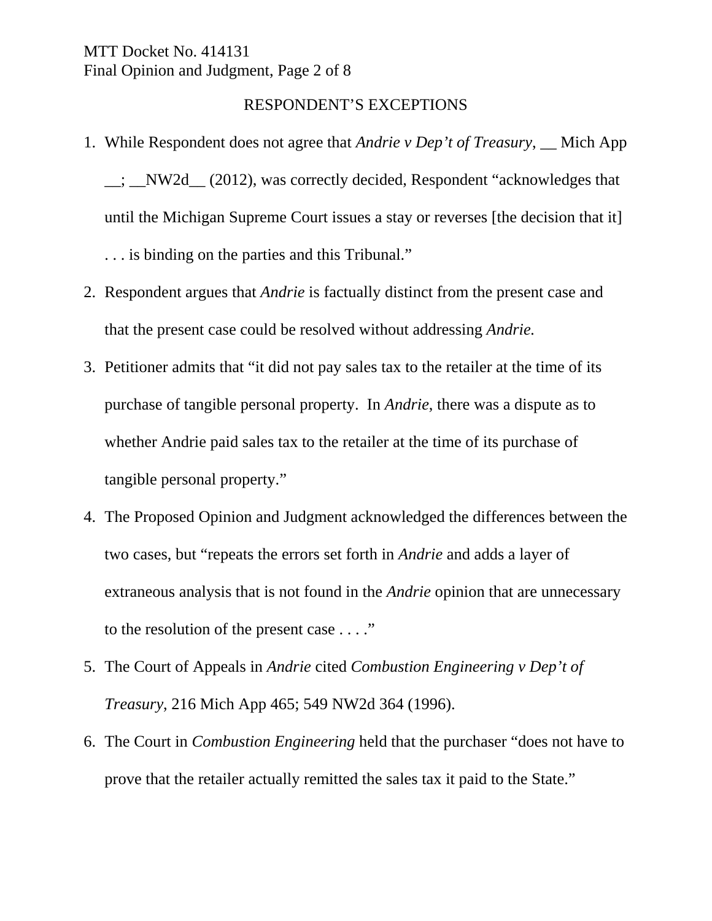RESPONDENT'S EXCEPTIONS

1. While Respondent does not agree that *Andrie v Dep't of Treasury*, __ Mich App __; __NW2d__ (2012), was correctly decided, Respondent "acknowledges that until the Michigan Supreme Court issues a stay or reverses [the decision that it] . . . is binding on the parties and this Tribunal."
2. Respondent argues that *Andrie* is factually distinct from the present case and that the present case could be resolved without addressing *Andrie.*
3. Petitioner admits that "it did not pay sales tax to the retailer at the time of its purchase of tangible personal property. In *Andrie*, there was a dispute as to whether Andrie paid sales tax to the retailer at the time of its purchase of tangible personal property."
4. The Proposed Opinion and Judgment acknowledged the differences between the two cases, but "repeats the errors set forth in *Andrie* and adds a layer of extraneous analysis that is not found in the *Andrie* opinion that are unnecessary to the resolution of the present case . . . ."
5. The Court of Appeals in *Andrie* cited *Combustion Engineering v Dep't of Treasury*, 216 Mich App 465; 549 NW2d 364 (1996).
6. The Court in *Combustion Engineering* held that the purchaser "does not have to prove that the retailer actually remitted the sales tax it paid to the State."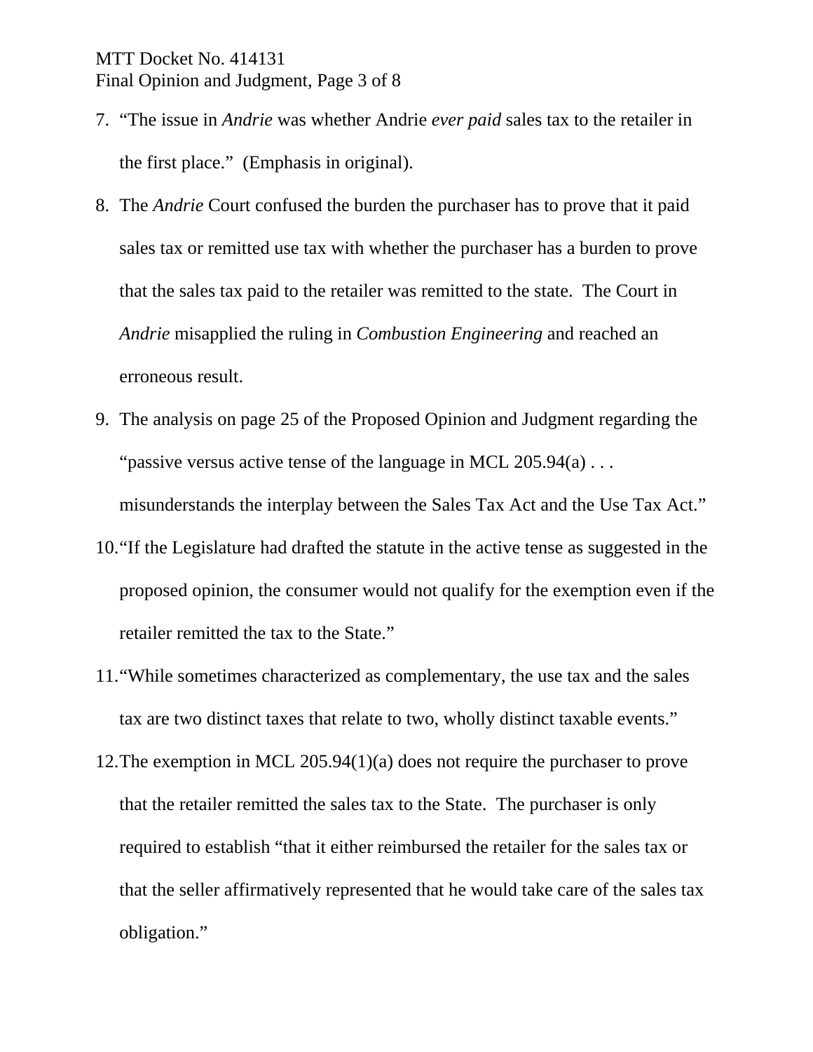7. "The issue in *Andrie* was whether Andrie *ever paid* sales tax to the retailer in the first place." (Emphasis in original).
8. The *Andrie* Court confused the burden the purchaser has to prove that it paid sales tax or remitted use tax with whether the purchaser has a burden to prove that the sales tax paid to the retailer was remitted to the state. The Court in *Andrie* misapplied the ruling in *Combustion Engineering* and reached an erroneous result.
9. The analysis on page 25 of the Proposed Opinion and Judgment regarding the "passive versus active tense of the language in MCL 205.94(a) . . . misunderstands the interplay between the Sales Tax Act and the Use Tax Act."
10. "If the Legislature had drafted the statute in the active tense as suggested in the proposed opinion, the consumer would not qualify for the exemption even if the retailer remitted the tax to the State."
11. "While sometimes characterized as complementary, the use tax and the sales tax are two distinct taxes that relate to two, wholly distinct taxable events."
12. The exemption in MCL 205.94(1)(a) does not require the purchaser to prove that the retailer remitted the sales tax to the State. The purchaser is only required to establish "that it either reimbursed the retailer for the sales tax or that the seller affirmatively represented that he would take care of the sales tax obligation."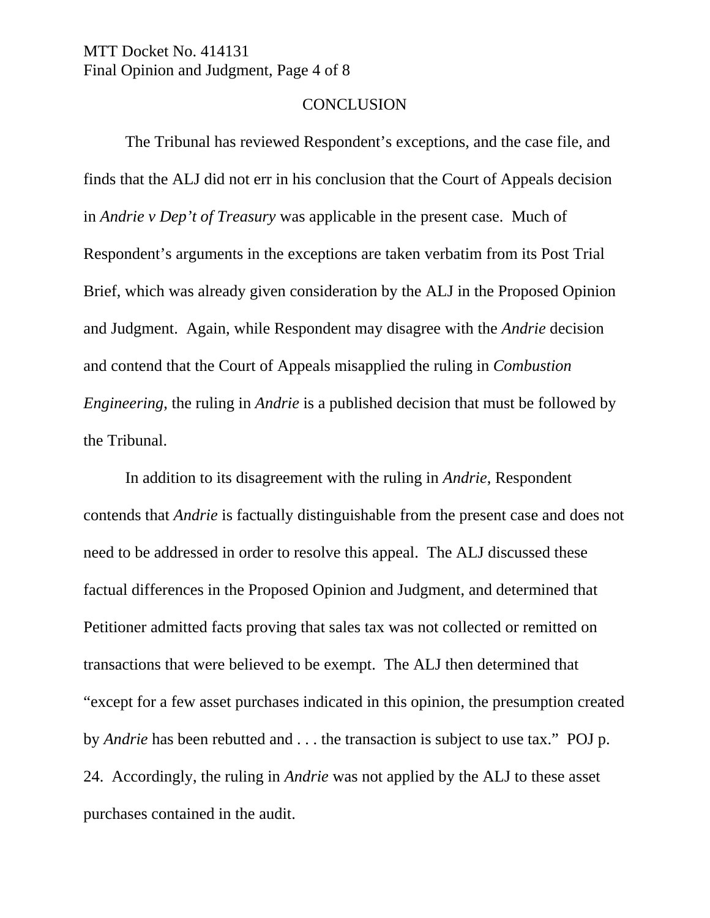## CONCLUSION

The Tribunal has reviewed Respondent's exceptions, and the case file, and finds that the ALJ did not err in his conclusion that the Court of Appeals decision in *Andrie v Dep't of Treasury* was applicable in the present case. Much of Respondent's arguments in the exceptions are taken verbatim from its Post Trial Brief, which was already given consideration by the ALJ in the Proposed Opinion and Judgment. Again, while Respondent may disagree with the *Andrie* decision and contend that the Court of Appeals misapplied the ruling in *Combustion Engineering*, the ruling in *Andrie* is a published decision that must be followed by the Tribunal.

In addition to its disagreement with the ruling in *Andrie*, Respondent contends that *Andrie* is factually distinguishable from the present case and does not need to be addressed in order to resolve this appeal. The ALJ discussed these factual differences in the Proposed Opinion and Judgment, and determined that Petitioner admitted facts proving that sales tax was not collected or remitted on transactions that were believed to be exempt. The ALJ then determined that "except for a few asset purchases indicated in this opinion, the presumption created by *Andrie* has been rebutted and . . . the transaction is subject to use tax." POJ p. 24. Accordingly, the ruling in *Andrie* was not applied by the ALJ to these asset purchases contained in the audit.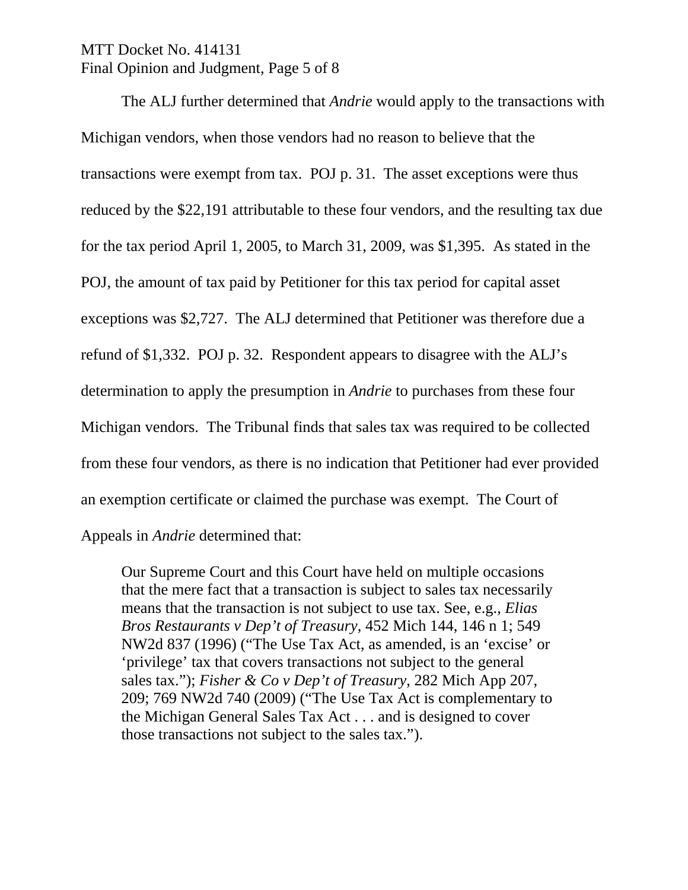The ALJ further determined that *Andrie* would apply to the transactions with Michigan vendors, when those vendors had no reason to believe that the transactions were exempt from tax. POJ p. 31. The asset exceptions were thus reduced by the $22,191 attributable to these four vendors, and the resulting tax due for the tax period April 1, 2005, to March 31, 2009, was $1,395. As stated in the POJ, the amount of tax paid by Petitioner for this tax period for capital asset exceptions was $2,727. The ALJ determined that Petitioner was therefore due a refund of $1,332. POJ p. 32. Respondent appears to disagree with the ALJ's determination to apply the presumption in *Andrie* to purchases from these four Michigan vendors. The Tribunal finds that sales tax was required to be collected from these four vendors, as there is no indication that Petitioner had ever provided an exemption certificate or claimed the purchase was exempt. The Court of Appeals in *Andrie* determined that:

> Our Supreme Court and this Court have held on multiple occasions that the mere fact that a transaction is subject to sales tax necessarily means that the transaction is not subject to use tax. See, e.g., *Elias Bros Restaurants v Dep't of Treasury*, 452 Mich 144, 146 n 1; 549 NW2d 837 (1996) ("The Use Tax Act, as amended, is an 'excise' or 'privilege' tax that covers transactions not subject to the general sales tax."); *Fisher & Co v Dep't of Treasury*, 282 Mich App 207, 209; 769 NW2d 740 (2009) ("The Use Tax Act is complementary to the Michigan General Sales Tax Act . . . and is designed to cover those transactions not subject to the sales tax.").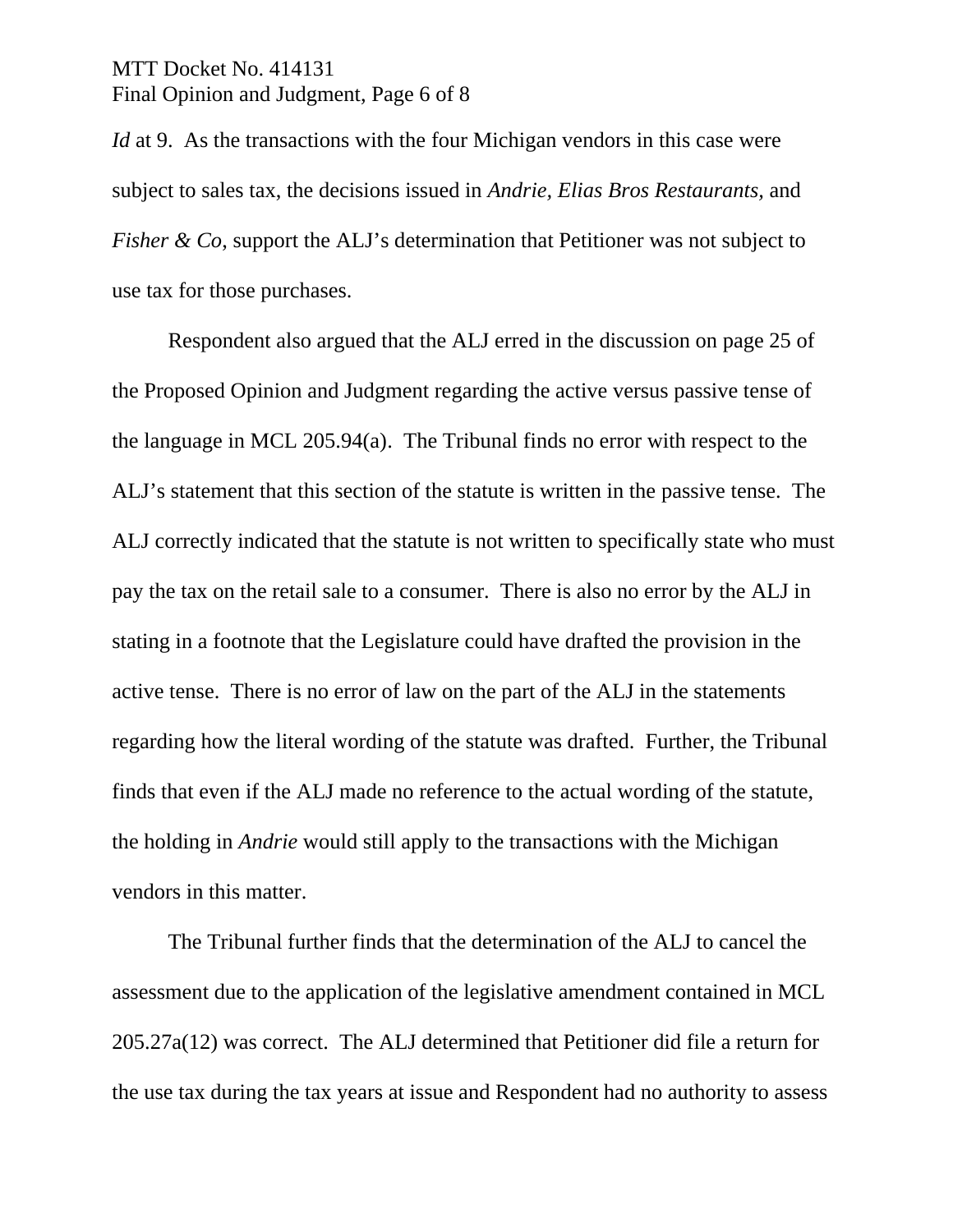*Id* at 9. As the transactions with the four Michigan vendors in this case were subject to sales tax, the decisions issued in *Andrie, Elias Bros Restaurants,* and *Fisher & Co*, support the ALJ's determination that Petitioner was not subject to use tax for those purchases.

Respondent also argued that the ALJ erred in the discussion on page 25 of the Proposed Opinion and Judgment regarding the active versus passive tense of the language in MCL 205.94(a). The Tribunal finds no error with respect to the ALJ's statement that this section of the statute is written in the passive tense. The ALJ correctly indicated that the statute is not written to specifically state who must pay the tax on the retail sale to a consumer. There is also no error by the ALJ in stating in a footnote that the Legislature could have drafted the provision in the active tense. There is no error of law on the part of the ALJ in the statements regarding how the literal wording of the statute was drafted. Further, the Tribunal finds that even if the ALJ made no reference to the actual wording of the statute, the holding in *Andrie* would still apply to the transactions with the Michigan vendors in this matter.

The Tribunal further finds that the determination of the ALJ to cancel the assessment due to the application of the legislative amendment contained in MCL 205.27a(12) was correct. The ALJ determined that Petitioner did file a return for the use tax during the tax years at issue and Respondent had no authority to assess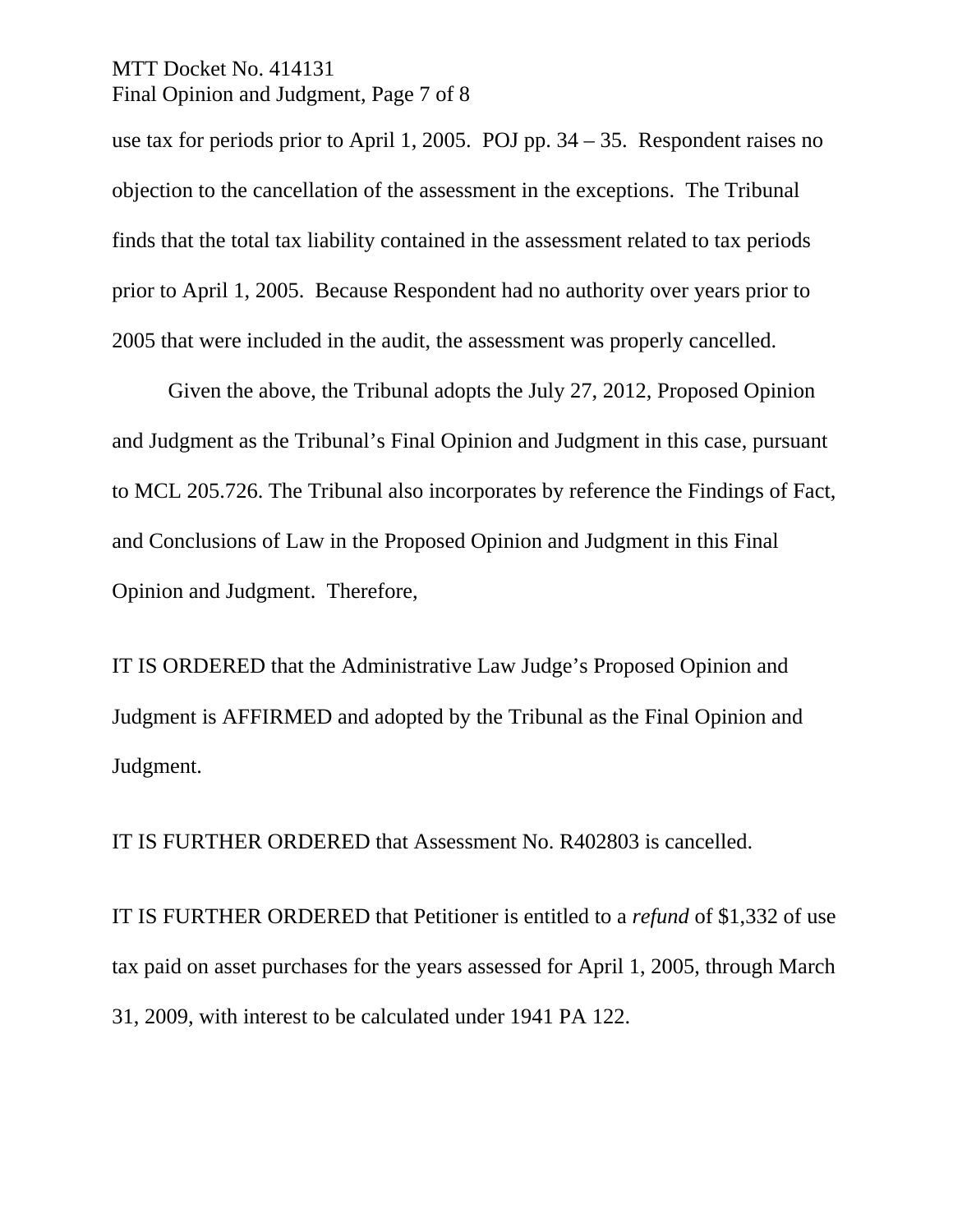use tax for periods prior to April 1, 2005. POJ pp. 34 – 35. Respondent raises no objection to the cancellation of the assessment in the exceptions. The Tribunal finds that the total tax liability contained in the assessment related to tax periods prior to April 1, 2005. Because Respondent had no authority over years prior to 2005 that were included in the audit, the assessment was properly cancelled.

Given the above, the Tribunal adopts the July 27, 2012, Proposed Opinion and Judgment as the Tribunal's Final Opinion and Judgment in this case, pursuant to MCL 205.726. The Tribunal also incorporates by reference the Findings of Fact, and Conclusions of Law in the Proposed Opinion and Judgment in this Final Opinion and Judgment. Therefore,

IT IS ORDERED that the Administrative Law Judge's Proposed Opinion and Judgment is AFFIRMED and adopted by the Tribunal as the Final Opinion and Judgment.

IT IS FURTHER ORDERED that Assessment No. R402803 is cancelled.

IT IS FURTHER ORDERED that Petitioner is entitled to a *refund* of $1,332 of use tax paid on asset purchases for the years assessed for April 1, 2005, through March 31, 2009, with interest to be calculated under 1941 PA 122.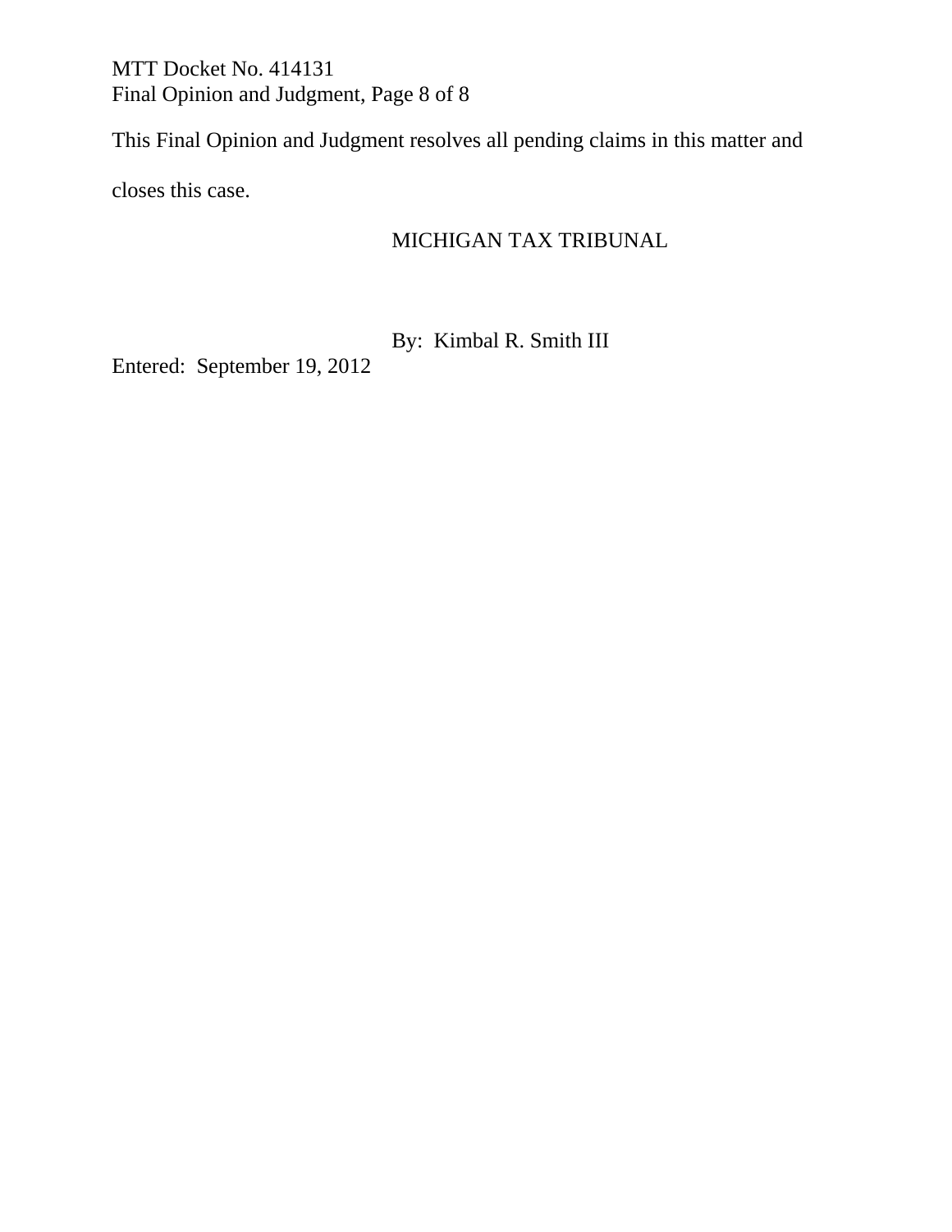This Final Opinion and Judgment resolves all pending claims in this matter and closes this case.

MICHIGAN TAX TRIBUNAL

By: Kimbal R. Smith III

Entered: September 19, 2012